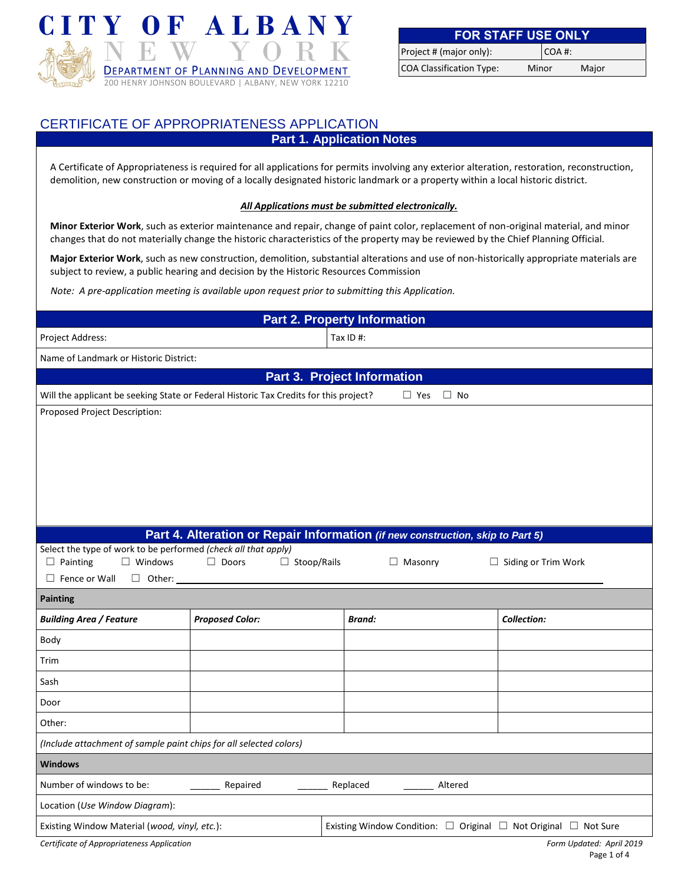# CITY OF ALBANY
## NEW YORK

DEPARTMENT OF PLANNING AND DEVELOPMENT
200 HENRY JOHNSON BOULEVARD | ALBANY, NEW YORK 12210

| FOR STAFF USE ONLY | |
|---|---|
| Project # (major only): | COA #: |
| COA Classification Type: Minor Major | |

# CERTIFICATE OF APPROPRIATENESS APPLICATION

## Part 1. Application Notes

A Certificate of Appropriateness is required for all applications for permits involving any exterior alteration, restoration, reconstruction, demolition, new construction or moving of a locally designated historic landmark or a property within a local historic district.

***All Applications must be submitted electronically.***

**Minor Exterior Work**, such as exterior maintenance and repair, change of paint color, replacement of non-original material, and minor changes that do not materially change the historic characteristics of the property may be reviewed by the Chief Planning Official.

**Major Exterior Work**, such as new construction, demolition, substantial alterations and use of non-historically appropriate materials are subject to review, a public hearing and decision by the Historic Resources Commission

*Note: A pre-application meeting is available upon request prior to submitting this Application.*

## Part 2. Property Information

| Project Address: | Tax ID #: |
|---|---|
| Name of Landmark or Historic District: | |

## Part 3. Project Information

Will the applicant be seeking State or Federal Historic Tax Credits for this project? ☐ Yes ☐ No

Proposed Project Description:

## Part 4. Alteration or Repair Information *(if new construction, skip to Part 5)*

Select the type of work to be performed *(check all that apply)*

☐ Painting ☐ Windows ☐ Doors ☐ Stoop/Rails ☐ Masonry ☐ Siding or Trim Work

☐ Fence or Wall ☐ Other: ______________________________

**Painting**

| *Building Area / Feature* | *Proposed Color:* | *Brand:* | *Collection:* |
|---|---|---|---|
| Body | | | |
| Trim | | | |
| Sash | | | |
| Door | | | |
| Other: | | | |

*(Include attachment of sample paint chips for all selected colors)*

**Windows**

Number of windows to be: ______ Repaired ______ Replaced ______ Altered

Location (*Use Window Diagram*):

| Existing Window Material (*wood, vinyl, etc.*): | Existing Window Condition: ☐ Original ☐ Not Original ☐ Not Sure |
|---|---|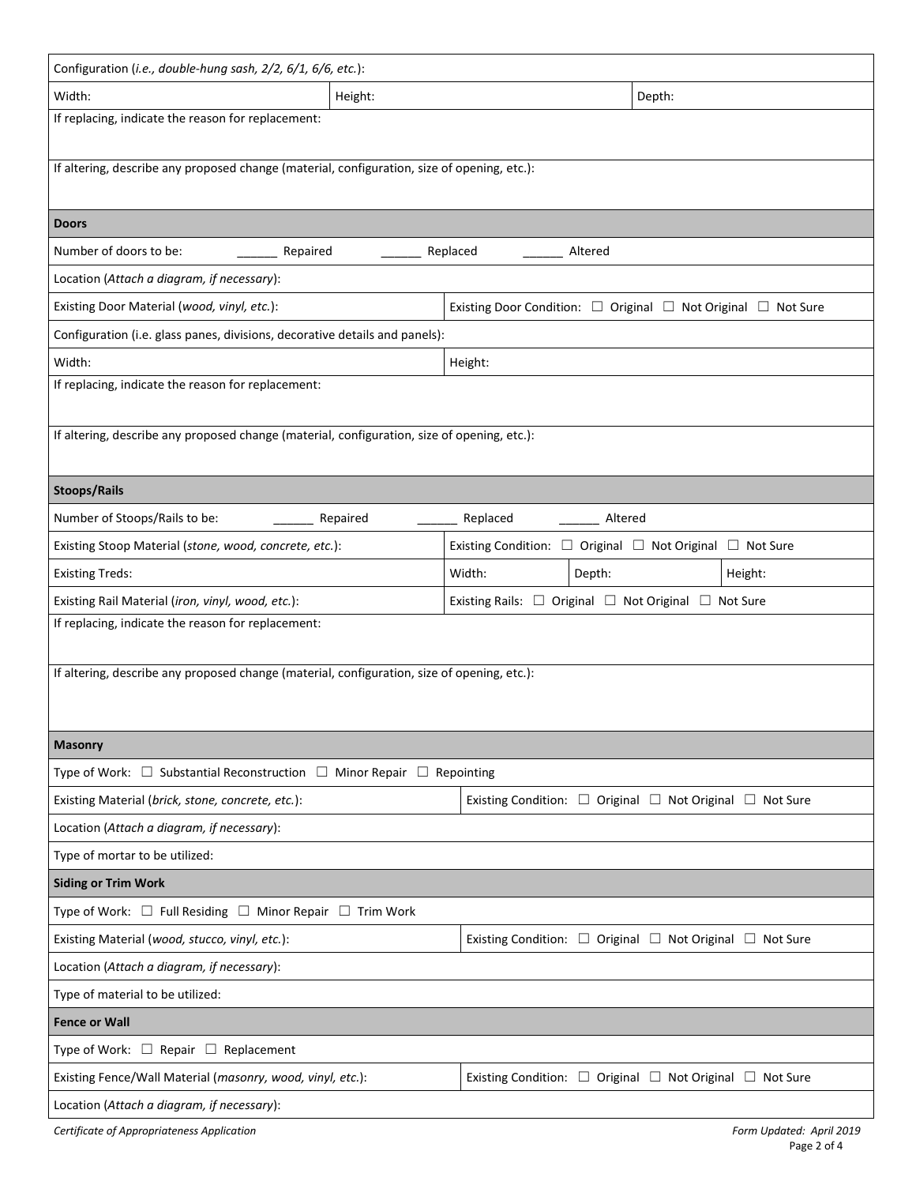Configuration (*i.e., double-hung sash, 2/2, 6/1, 6/6, etc.*):

| Width: | Height: | Depth: |
|---|---|---|

If replacing, indicate the reason for replacement:

If altering, describe any proposed change (material, configuration, size of opening, etc.):

## Doors

Number of doors to be: ______ Repaired ______ Replaced ______ Altered

Location (*Attach a diagram, if necessary*):

| Existing Door Material (*wood, vinyl, etc.*): | Existing Door Condition: ☐ Original ☐ Not Original ☐ Not Sure |
|---|---|

Configuration (i.e. glass panes, divisions, decorative details and panels):

| Width: | Height: |
|---|---|

If replacing, indicate the reason for replacement:

If altering, describe any proposed change (material, configuration, size of opening, etc.):

## Stoops/Rails

Number of Stoops/Rails to be: ______ Repaired ______ Replaced ______ Altered

| Existing Stoop Material (*stone, wood, concrete, etc.*): | Existing Condition: ☐ Original ☐ Not Original ☐ Not Sure | | |
|---|---|---|---|
| Existing Treds: | Width: | Depth: | Height: |
| Existing Rail Material (*iron, vinyl, wood, etc.*): | Existing Rails: ☐ Original ☐ Not Original ☐ Not Sure | | |

If replacing, indicate the reason for replacement:

If altering, describe any proposed change (material, configuration, size of opening, etc.):

## Masonry

Type of Work: ☐ Substantial Reconstruction ☐ Minor Repair ☐ Repointing

| Existing Material (*brick, stone, concrete, etc.*): | Existing Condition: ☐ Original ☐ Not Original ☐ Not Sure |
|---|---|

Location (*Attach a diagram, if necessary*):

Type of mortar to be utilized:

## Siding or Trim Work

Type of Work: ☐ Full Residing ☐ Minor Repair ☐ Trim Work

| Existing Material (*wood, stucco, vinyl, etc.*): | Existing Condition: ☐ Original ☐ Not Original ☐ Not Sure |
|---|---|

Location (*Attach a diagram, if necessary*):

Type of material to be utilized:

## Fence or Wall

Type of Work: ☐ Repair ☐ Replacement

| Existing Fence/Wall Material (*masonry, wood, vinyl, etc.*): | Existing Condition: ☐ Original ☐ Not Original ☐ Not Sure |
|---|---|

Location (*Attach a diagram, if necessary*):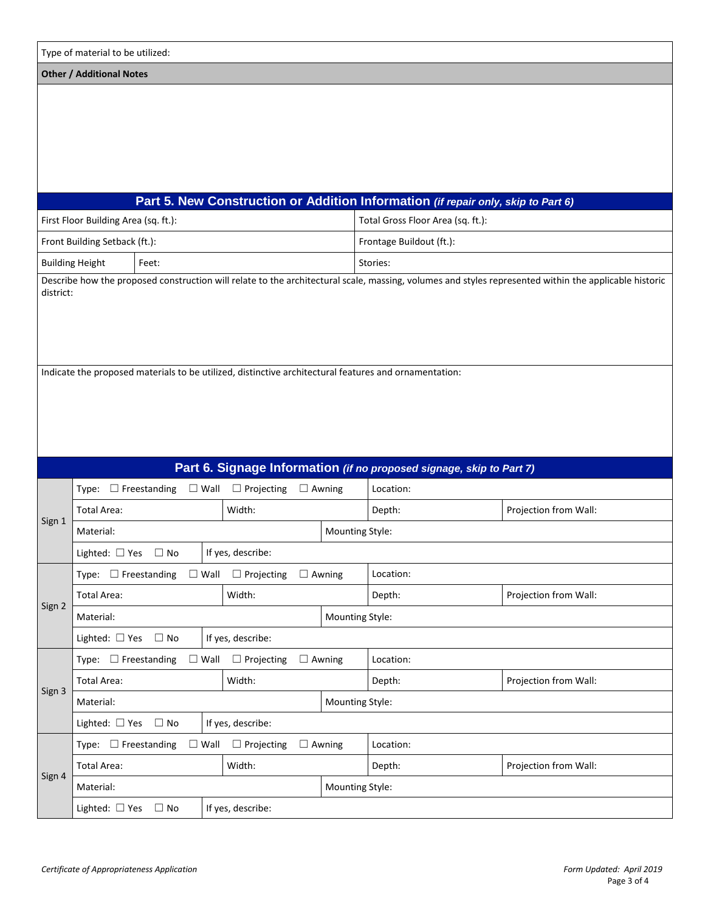Type of material to be utilized:

**Other / Additional Notes**

## Part 5. New Construction or Addition Information *(if repair only, skip to Part 6)*

| | | |
|---|---|---|
| First Floor Building Area (sq. ft.): | | Total Gross Floor Area (sq. ft.): |
| Front Building Setback (ft.): | | Frontage Buildout (ft.): |
| Building Height | Feet: | Stories: |

Describe how the proposed construction will relate to the architectural scale, massing, volumes and styles represented within the applicable historic district:

Indicate the proposed materials to be utilized, distinctive architectural features and ornamentation:

## Part 6. Signage Information *(if no proposed signage, skip to Part 7)*

| | | | | |
|---|---|---|---|---|
| Sign 1 | Type: ☐ Freestanding ☐ Wall ☐ Projecting ☐ Awning | | Location: | |
| | Total Area: | Width: | Depth: | Projection from Wall: |
| | Material: | Mounting Style: | | |
| | Lighted: ☐ Yes ☐ No | If yes, describe: | | |
| Sign 2 | Type: ☐ Freestanding ☐ Wall ☐ Projecting ☐ Awning | | Location: | |
| | Total Area: | Width: | Depth: | Projection from Wall: |
| | Material: | Mounting Style: | | |
| | Lighted: ☐ Yes ☐ No | If yes, describe: | | |
| Sign 3 | Type: ☐ Freestanding ☐ Wall ☐ Projecting ☐ Awning | | Location: | |
| | Total Area: | Width: | Depth: | Projection from Wall: |
| | Material: | Mounting Style: | | |
| | Lighted: ☐ Yes ☐ No | If yes, describe: | | |
| Sign 4 | Type: ☐ Freestanding ☐ Wall ☐ Projecting ☐ Awning | | Location: | |
| | Total Area: | Width: | Depth: | Projection from Wall: |
| | Material: | Mounting Style: | | |
| | Lighted: ☐ Yes ☐ No | If yes, describe: | | |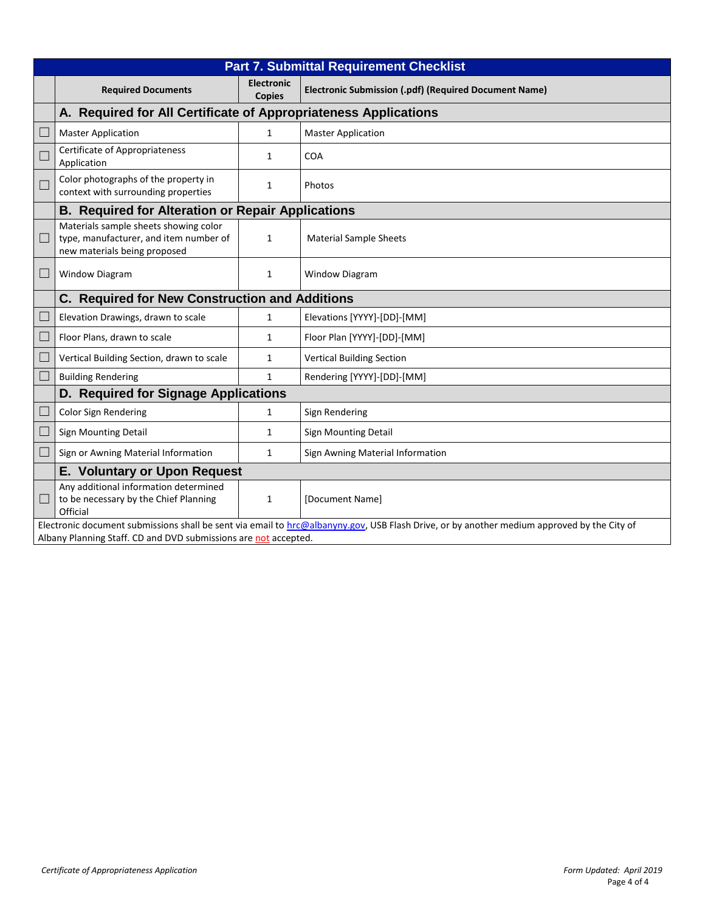## Part 7. Submittal Requirement Checklist

| | Required Documents | Electronic Copies | Electronic Submission (.pdf) (Required Document Name) |
|---|---|---|---|
| | **A. Required for All Certificate of Appropriateness Applications** | | |
| ☐ | Master Application | 1 | Master Application |
| ☐ | Certificate of Appropriateness Application | 1 | COA |
| ☐ | Color photographs of the property in context with surrounding properties | 1 | Photos |
| | **B. Required for Alteration or Repair Applications** | | |
| ☐ | Materials sample sheets showing color type, manufacturer, and item number of new materials being proposed | 1 | Material Sample Sheets |
| ☐ | Window Diagram | 1 | Window Diagram |
| | **C. Required for New Construction and Additions** | | |
| ☐ | Elevation Drawings, drawn to scale | 1 | Elevations [YYYY]-[DD]-[MM] |
| ☐ | Floor Plans, drawn to scale | 1 | Floor Plan [YYYY]-[DD]-[MM] |
| ☐ | Vertical Building Section, drawn to scale | 1 | Vertical Building Section |
| ☐ | Building Rendering | 1 | Rendering [YYYY]-[DD]-[MM] |
| | **D. Required for Signage Applications** | | |
| ☐ | Color Sign Rendering | 1 | Sign Rendering |
| ☐ | Sign Mounting Detail | 1 | Sign Mounting Detail |
| ☐ | Sign or Awning Material Information | 1 | Sign Awning Material Information |
| | **E. Voluntary or Upon Request** | | |
| ☐ | Any additional information determined to be necessary by the Chief Planning Official | 1 | [Document Name] |

Electronic document submissions shall be sent via email to hrc@albanyny.gov, USB Flash Drive, or by another medium approved by the City of Albany Planning Staff. CD and DVD submissions are not accepted.